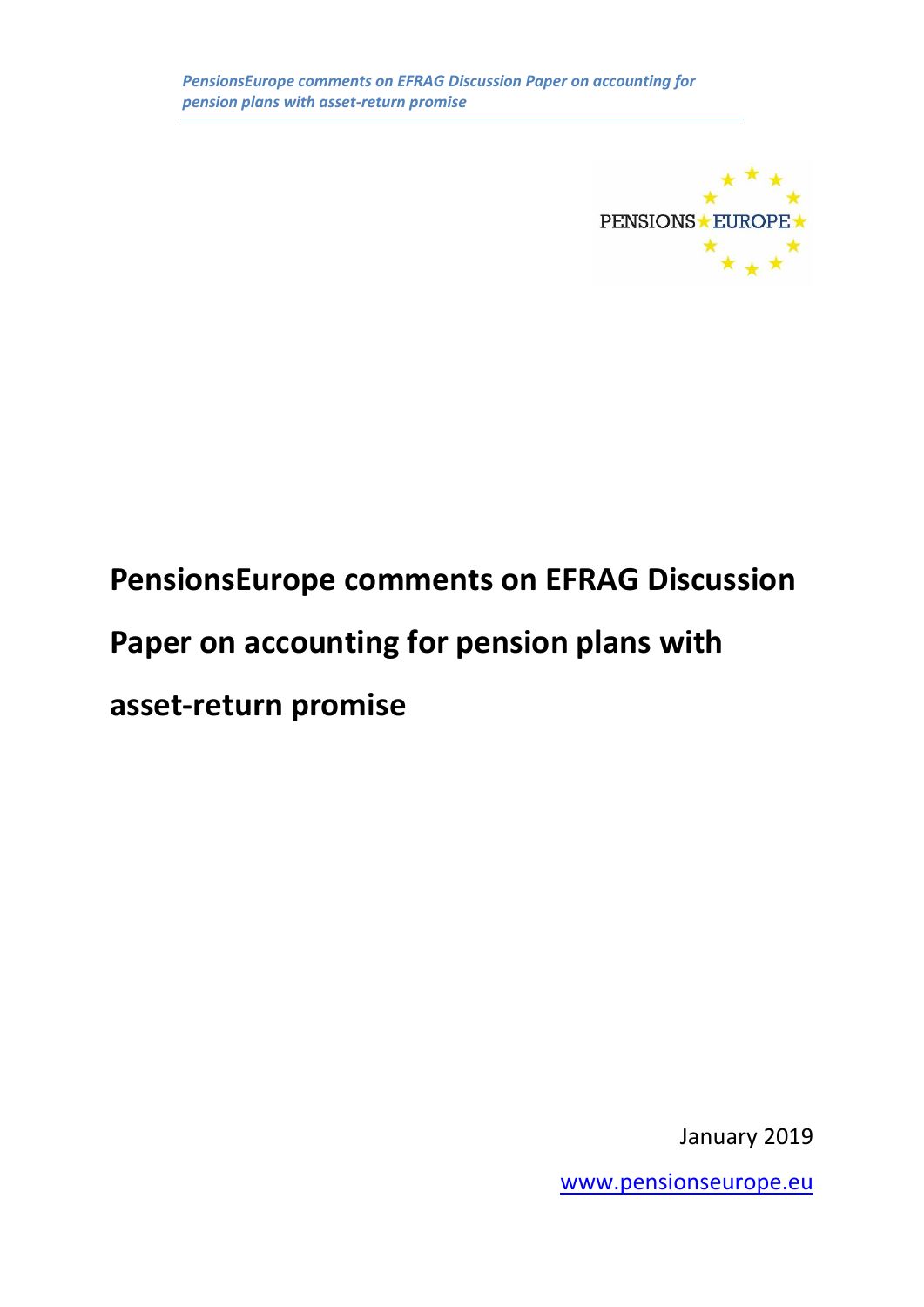# PensionsEurope comments on EFRAG Discussion Paper on accounting for pension plans with asset-return promise

January 2019

[www.pensionseurope.eu](http://www.pensionseurope.eu)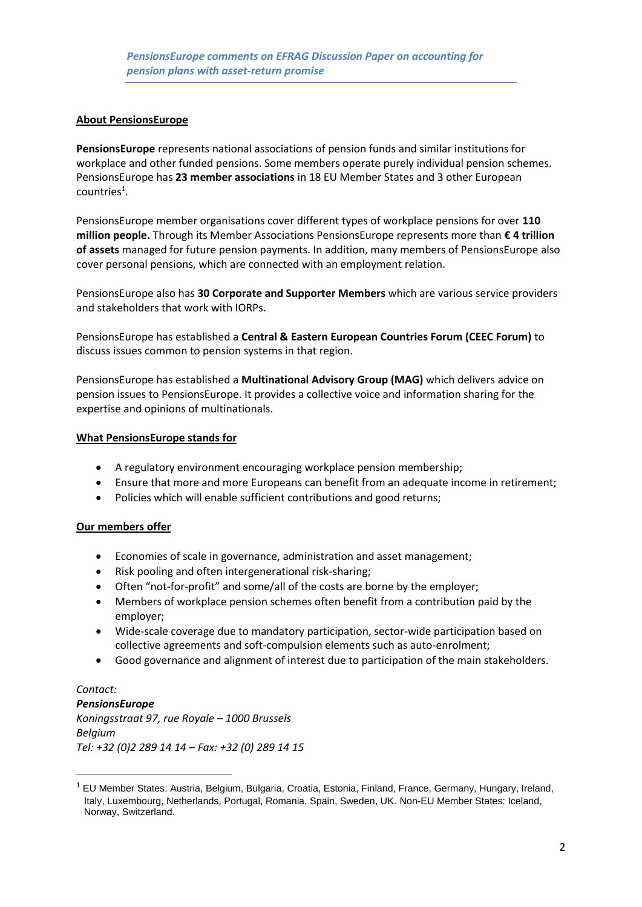*PensionsEurope comments on EFRAG Discussion Paper on accounting for pension plans with asset-return promise*

## About PensionsEurope

**PensionsEurope** represents national associations of pension funds and similar institutions for workplace and other funded pensions. Some members operate purely individual pension schemes. PensionsEurope has **23 member associations** in 18 EU Member States and 3 other European countries[1].

PensionsEurope member organisations cover different types of workplace pensions for over **110 million people.** Through its Member Associations PensionsEurope represents more than **€ 4 trillion of assets** managed for future pension payments. In addition, many members of PensionsEurope also cover personal pensions, which are connected with an employment relation.

PensionsEurope also has **30 Corporate and Supporter Members** which are various service providers and stakeholders that work with IORPs.

PensionsEurope has established a **Central & Eastern European Countries Forum (CEEC Forum)** to discuss issues common to pension systems in that region.

PensionsEurope has established a **Multinational Advisory Group (MAG)** which delivers advice on pension issues to PensionsEurope. It provides a collective voice and information sharing for the expertise and opinions of multinationals.

## What PensionsEurope stands for

- A regulatory environment encouraging workplace pension membership;
- Ensure that more and more Europeans can benefit from an adequate income in retirement;
- Policies which will enable sufficient contributions and good returns;

## Our members offer

- Economies of scale in governance, administration and asset management;
- Risk pooling and often intergenerational risk-sharing;
- Often "not-for-profit" and some/all of the costs are borne by the employer;
- Members of workplace pension schemes often benefit from a contribution paid by the employer;
- Wide-scale coverage due to mandatory participation, sector-wide participation based on collective agreements and soft-compulsion elements such as auto-enrolment;
- Good governance and alignment of interest due to participation of the main stakeholders.

*Contact:*
***PensionsEurope***
*Koningsstraat 97, rue Royale – 1000 Brussels*
*Belgium*
*Tel: +32 (0)2 289 14 14 – Fax: +32 (0) 289 14 15*

[1] EU Member States: Austria, Belgium, Bulgaria, Croatia, Estonia, Finland, France, Germany, Hungary, Ireland, Italy, Luxembourg, Netherlands, Portugal, Romania, Spain, Sweden, UK. Non-EU Member States: Iceland, Norway, Switzerland.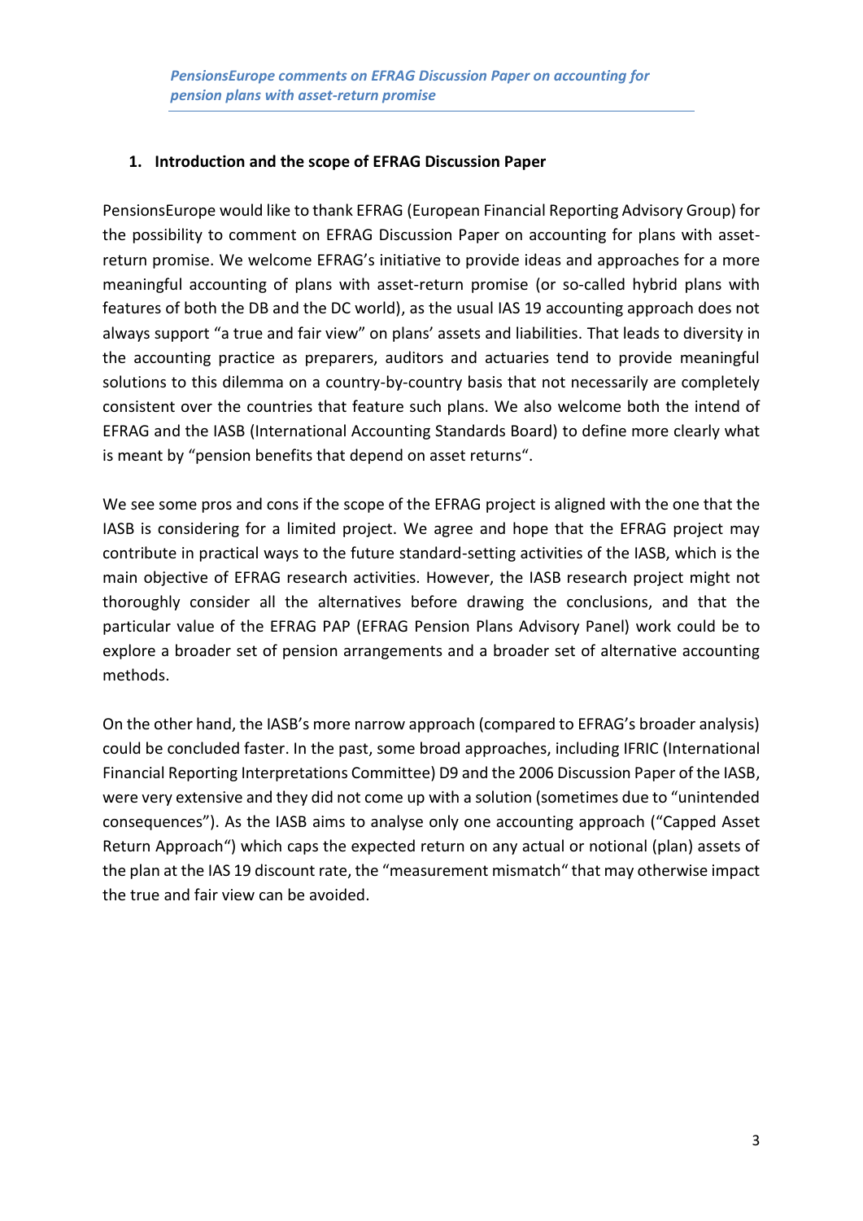## 1. Introduction and the scope of EFRAG Discussion Paper

PensionsEurope would like to thank EFRAG (European Financial Reporting Advisory Group) for the possibility to comment on EFRAG Discussion Paper on accounting for plans with asset-return promise. We welcome EFRAG's initiative to provide ideas and approaches for a more meaningful accounting of plans with asset-return promise (or so-called hybrid plans with features of both the DB and the DC world), as the usual IAS 19 accounting approach does not always support "a true and fair view" on plans' assets and liabilities. That leads to diversity in the accounting practice as preparers, auditors and actuaries tend to provide meaningful solutions to this dilemma on a country-by-country basis that not necessarily are completely consistent over the countries that feature such plans. We also welcome both the intend of EFRAG and the IASB (International Accounting Standards Board) to define more clearly what is meant by "pension benefits that depend on asset returns".

We see some pros and cons if the scope of the EFRAG project is aligned with the one that the IASB is considering for a limited project. We agree and hope that the EFRAG project may contribute in practical ways to the future standard-setting activities of the IASB, which is the main objective of EFRAG research activities. However, the IASB research project might not thoroughly consider all the alternatives before drawing the conclusions, and that the particular value of the EFRAG PAP (EFRAG Pension Plans Advisory Panel) work could be to explore a broader set of pension arrangements and a broader set of alternative accounting methods.

On the other hand, the IASB's more narrow approach (compared to EFRAG's broader analysis) could be concluded faster. In the past, some broad approaches, including IFRIC (International Financial Reporting Interpretations Committee) D9 and the 2006 Discussion Paper of the IASB, were very extensive and they did not come up with a solution (sometimes due to "unintended consequences"). As the IASB aims to analyse only one accounting approach ("Capped Asset Return Approach") which caps the expected return on any actual or notional (plan) assets of the plan at the IAS 19 discount rate, the "measurement mismatch" that may otherwise impact the true and fair view can be avoided.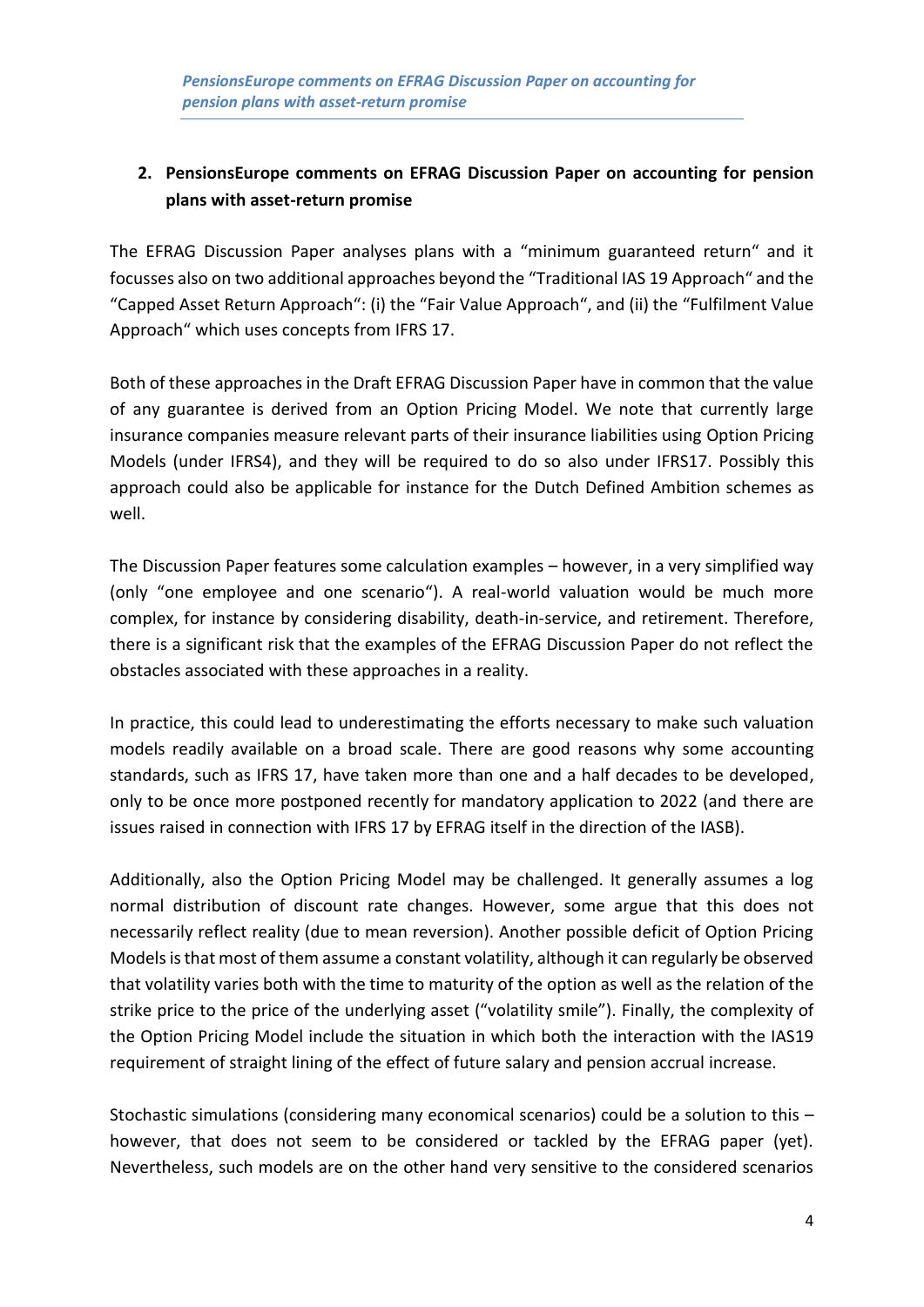## 2. PensionsEurope comments on EFRAG Discussion Paper on accounting for pension plans with asset-return promise

The EFRAG Discussion Paper analyses plans with a "minimum guaranteed return" and it focusses also on two additional approaches beyond the "Traditional IAS 19 Approach" and the "Capped Asset Return Approach": (i) the "Fair Value Approach", and (ii) the "Fulfilment Value Approach" which uses concepts from IFRS 17.

Both of these approaches in the Draft EFRAG Discussion Paper have in common that the value of any guarantee is derived from an Option Pricing Model. We note that currently large insurance companies measure relevant parts of their insurance liabilities using Option Pricing Models (under IFRS4), and they will be required to do so also under IFRS17. Possibly this approach could also be applicable for instance for the Dutch Defined Ambition schemes as well.

The Discussion Paper features some calculation examples – however, in a very simplified way (only "one employee and one scenario"). A real-world valuation would be much more complex, for instance by considering disability, death-in-service, and retirement. Therefore, there is a significant risk that the examples of the EFRAG Discussion Paper do not reflect the obstacles associated with these approaches in a reality.

In practice, this could lead to underestimating the efforts necessary to make such valuation models readily available on a broad scale. There are good reasons why some accounting standards, such as IFRS 17, have taken more than one and a half decades to be developed, only to be once more postponed recently for mandatory application to 2022 (and there are issues raised in connection with IFRS 17 by EFRAG itself in the direction of the IASB).

Additionally, also the Option Pricing Model may be challenged. It generally assumes a log normal distribution of discount rate changes. However, some argue that this does not necessarily reflect reality (due to mean reversion). Another possible deficit of Option Pricing Models is that most of them assume a constant volatility, although it can regularly be observed that volatility varies both with the time to maturity of the option as well as the relation of the strike price to the price of the underlying asset ("volatility smile"). Finally, the complexity of the Option Pricing Model include the situation in which both the interaction with the IAS19 requirement of straight lining of the effect of future salary and pension accrual increase.

Stochastic simulations (considering many economical scenarios) could be a solution to this – however, that does not seem to be considered or tackled by the EFRAG paper (yet). Nevertheless, such models are on the other hand very sensitive to the considered scenarios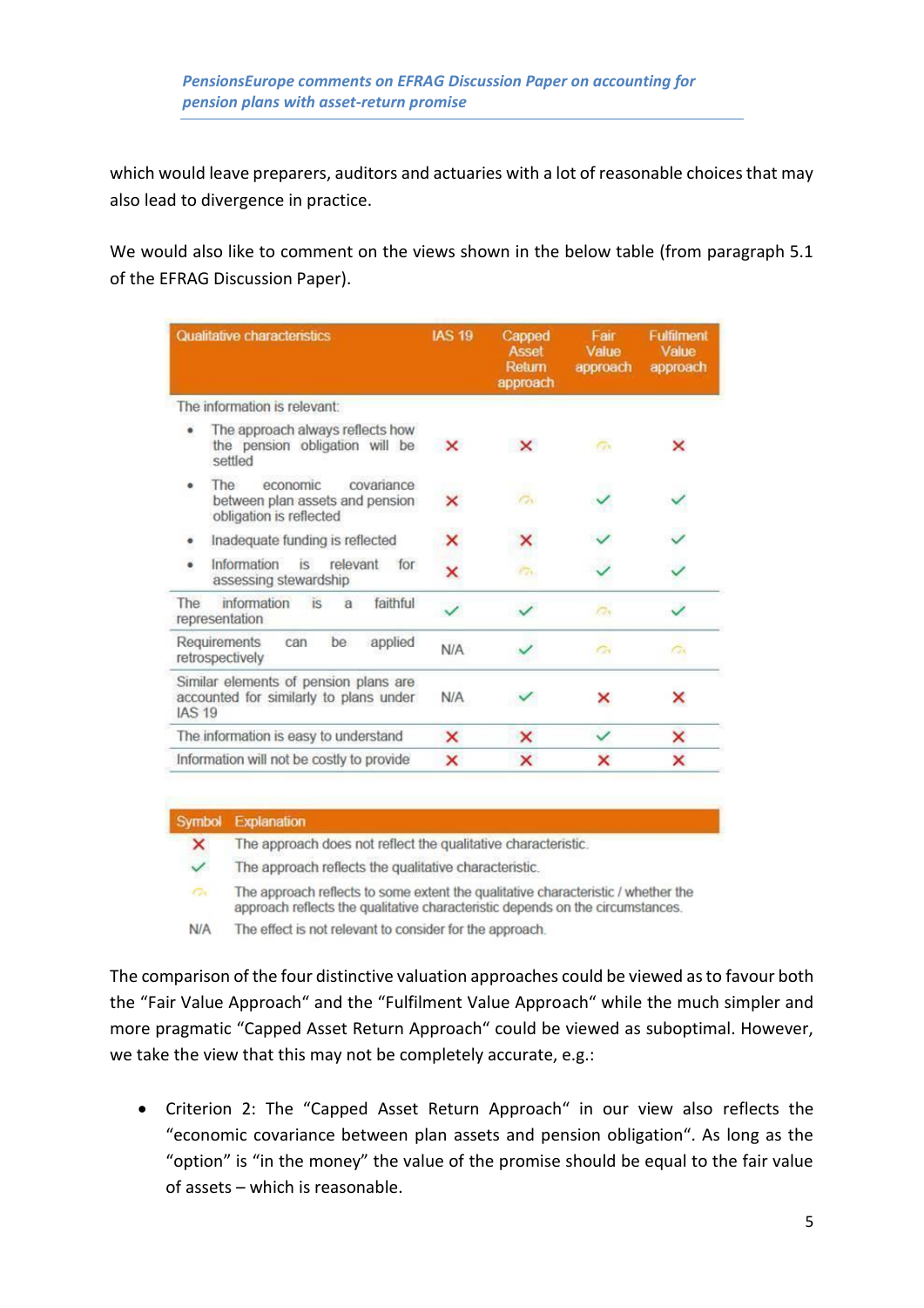which would leave preparers, auditors and actuaries with a lot of reasonable choices that may also lead to divergence in practice.

We would also like to comment on the views shown in the below table (from paragraph 5.1 of the EFRAG Discussion Paper).

| Qualitative characteristics | IAS 19 | Capped Asset Return approach | Fair Value approach | Fulfilment Value approach |
|---|---|---|---|---|
| The information is relevant: | | | | |
| • The approach always reflects how the pension obligation will be settled | ✗ | ✗ | ◔ | ✗ |
| • The economic covariance between plan assets and pension obligation is reflected | ✗ | ◔ | ✓ | ✓ |
| • Inadequate funding is reflected | ✗ | ✗ | ✓ | ✓ |
| • Information is relevant for assessing stewardship | ✗ | ◔ | ✓ | ✓ |
| The information is a faithful representation | ✓ | ✓ | ◔ | ✓ |
| Requirements can be applied retrospectively | N/A | ✓ | ◔ | ◔ |
| Similar elements of pension plans are accounted for similarly to plans under IAS 19 | N/A | ✓ | ✗ | ✗ |
| The information is easy to understand | ✗ | ✗ | ✓ | ✗ |
| Information will not be costly to provide | ✗ | ✗ | ✗ | ✗ |

| Symbol | Explanation |
|---|---|
| ✗ | The approach does not reflect the qualitative characteristic. |
| ✓ | The approach reflects the qualitative characteristic. |
| ◔ | The approach reflects to some extent the qualitative characteristic / whether the approach reflects the qualitative characteristic depends on the circumstances. |
| N/A | The effect is not relevant to consider for the approach. |

The comparison of the four distinctive valuation approaches could be viewed as to favour both the "Fair Value Approach" and the "Fulfilment Value Approach" while the much simpler and more pragmatic "Capped Asset Return Approach" could be viewed as suboptimal. However, we take the view that this may not be completely accurate, e.g.:

- Criterion 2: The "Capped Asset Return Approach" in our view also reflects the "economic covariance between plan assets and pension obligation". As long as the "option" is "in the money" the value of the promise should be equal to the fair value of assets – which is reasonable.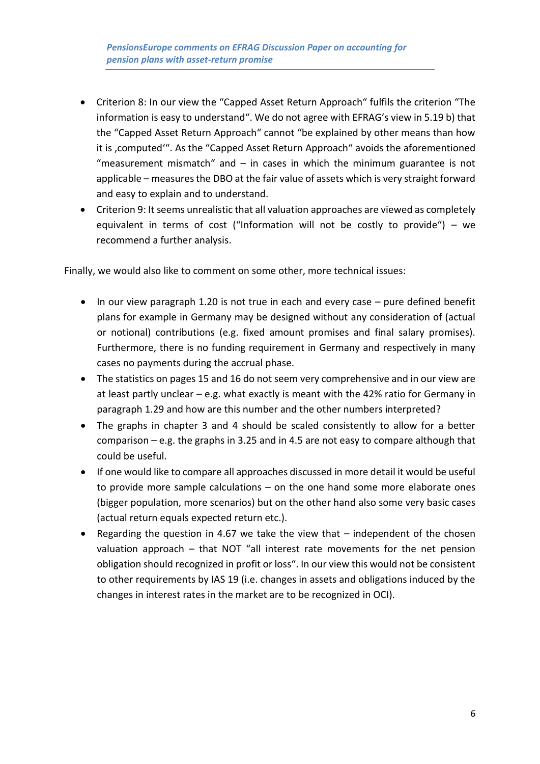- Criterion 8: In our view the “Capped Asset Return Approach“ fulfils the criterion “The information is easy to understand“. We do not agree with EFRAG’s view in 5.19 b) that the “Capped Asset Return Approach“ cannot “be explained by other means than how it is ‚computed‘“. As the “Capped Asset Return Approach“ avoids the aforementioned “measurement mismatch“ and – in cases in which the minimum guarantee is not applicable – measures the DBO at the fair value of assets which is very straight forward and easy to explain and to understand.
- Criterion 9: It seems unrealistic that all valuation approaches are viewed as completely equivalent in terms of cost (“Information will not be costly to provide“) – we recommend a further analysis.

Finally, we would also like to comment on some other, more technical issues:

- In our view paragraph 1.20 is not true in each and every case – pure defined benefit plans for example in Germany may be designed without any consideration of (actual or notional) contributions (e.g. fixed amount promises and final salary promises). Furthermore, there is no funding requirement in Germany and respectively in many cases no payments during the accrual phase.
- The statistics on pages 15 and 16 do not seem very comprehensive and in our view are at least partly unclear – e.g. what exactly is meant with the 42% ratio for Germany in paragraph 1.29 and how are this number and the other numbers interpreted?
- The graphs in chapter 3 and 4 should be scaled consistently to allow for a better comparison – e.g. the graphs in 3.25 and in 4.5 are not easy to compare although that could be useful.
- If one would like to compare all approaches discussed in more detail it would be useful to provide more sample calculations – on the one hand some more elaborate ones (bigger population, more scenarios) but on the other hand also some very basic cases (actual return equals expected return etc.).
- Regarding the question in 4.67 we take the view that – independent of the chosen valuation approach – that NOT “all interest rate movements for the net pension obligation should recognized in profit or loss“. In our view this would not be consistent to other requirements by IAS 19 (i.e. changes in assets and obligations induced by the changes in interest rates in the market are to be recognized in OCI).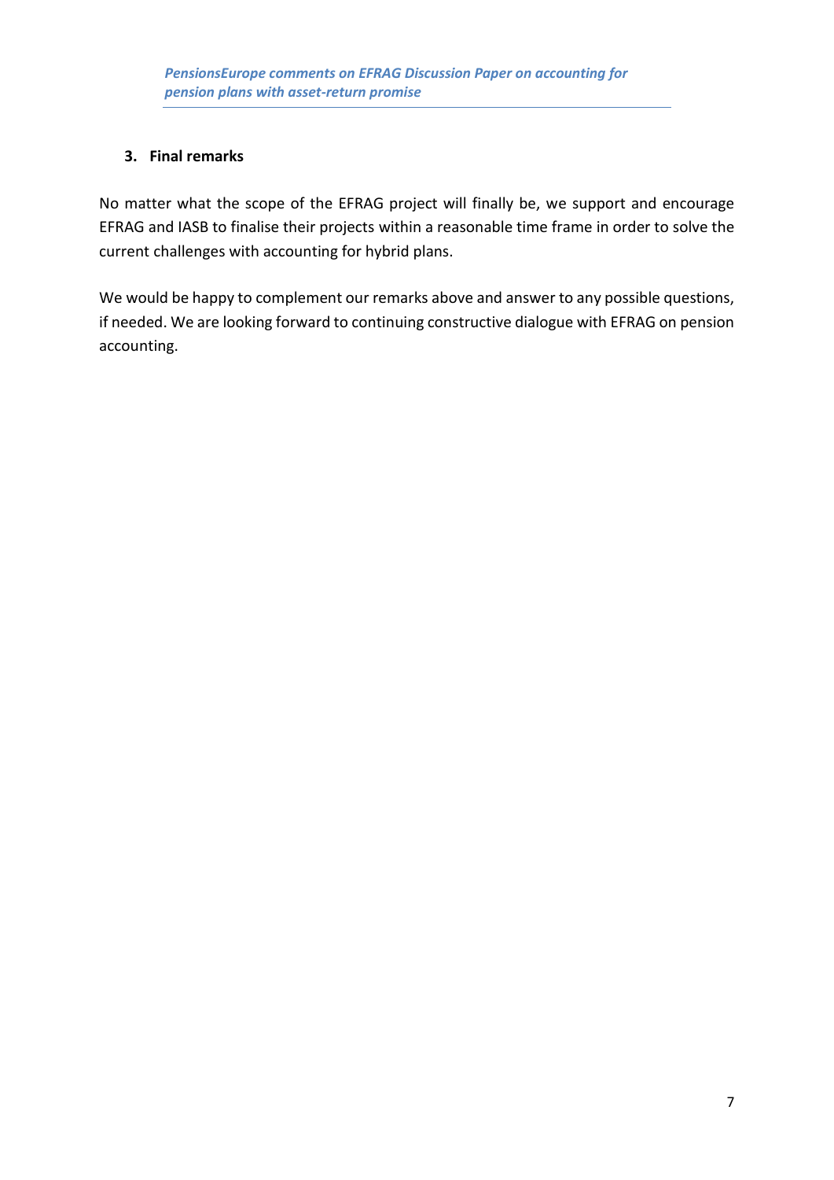### 3. Final remarks

No matter what the scope of the EFRAG project will finally be, we support and encourage EFRAG and IASB to finalise their projects within a reasonable time frame in order to solve the current challenges with accounting for hybrid plans.

We would be happy to complement our remarks above and answer to any possible questions, if needed. We are looking forward to continuing constructive dialogue with EFRAG on pension accounting.